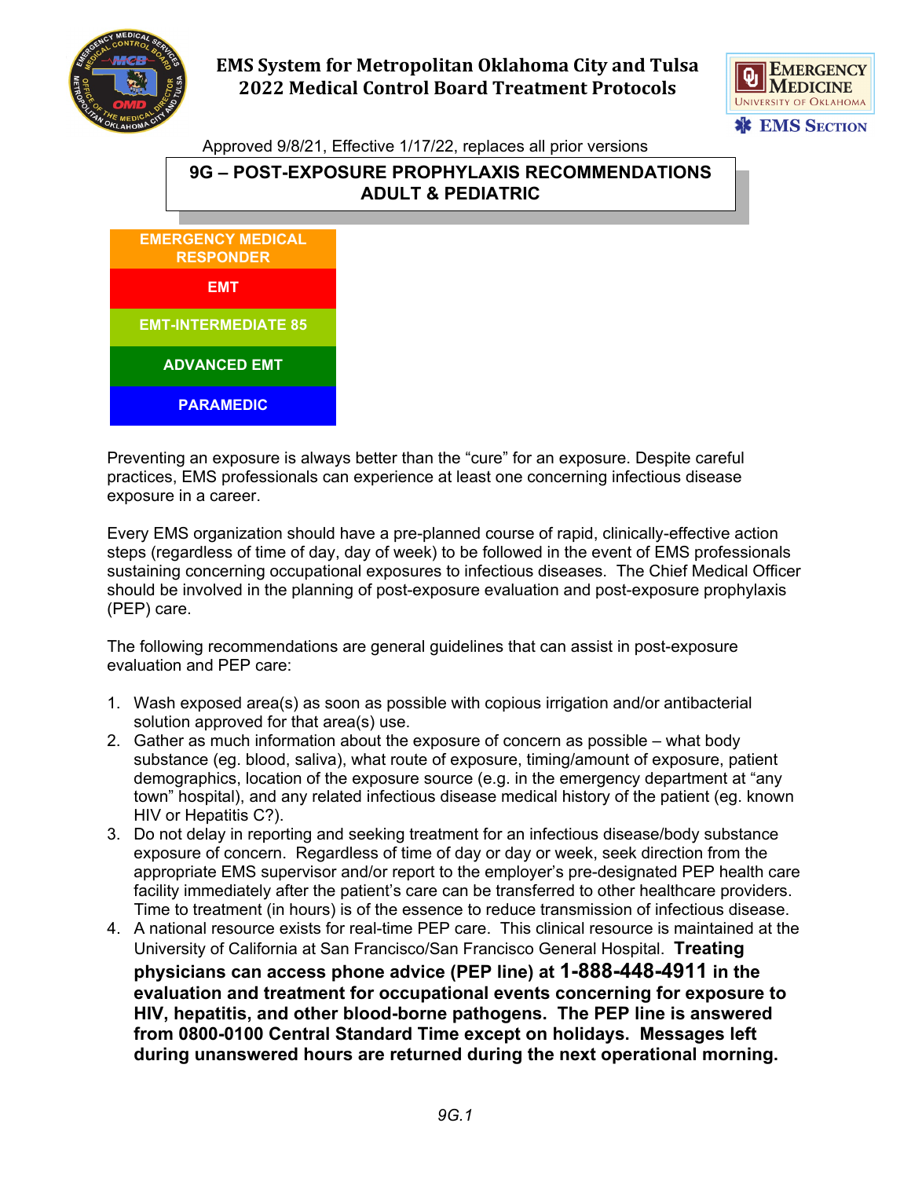# EMS System for Metropolitan Oklahoma City and Tulsa
# 2022 Medical Control Board Treatment Protocols

Approved 9/8/21, Effective 1/17/22, replaces all prior versions

## 9G – POST-EXPOSURE PROPHYLAXIS RECOMMENDATIONS ADULT & PEDIATRIC

- EMERGENCY MEDICAL RESPONDER
- EMT
- EMT-INTERMEDIATE 85
- ADVANCED EMT
- PARAMEDIC

Preventing an exposure is always better than the "cure" for an exposure. Despite careful practices, EMS professionals can experience at least one concerning infectious disease exposure in a career.

Every EMS organization should have a pre-planned course of rapid, clinically-effective action steps (regardless of time of day, day of week) to be followed in the event of EMS professionals sustaining concerning occupational exposures to infectious diseases. The Chief Medical Officer should be involved in the planning of post-exposure evaluation and post-exposure prophylaxis (PEP) care.

The following recommendations are general guidelines that can assist in post-exposure evaluation and PEP care:

1. Wash exposed area(s) as soon as possible with copious irrigation and/or antibacterial solution approved for that area(s) use.
2. Gather as much information about the exposure of concern as possible – what body substance (eg. blood, saliva), what route of exposure, timing/amount of exposure, patient demographics, location of the exposure source (e.g. in the emergency department at "any town" hospital), and any related infectious disease medical history of the patient (eg. known HIV or Hepatitis C?).
3. Do not delay in reporting and seeking treatment for an infectious disease/body substance exposure of concern. Regardless of time of day or day or week, seek direction from the appropriate EMS supervisor and/or report to the employer's pre-designated PEP health care facility immediately after the patient's care can be transferred to other healthcare providers. Time to treatment (in hours) is of the essence to reduce transmission of infectious disease.
4. A national resource exists for real-time PEP care. This clinical resource is maintained at the University of California at San Francisco/San Francisco General Hospital. **Treating physicians can access phone advice (PEP line) at 1-888-448-4911 in the evaluation and treatment for occupational events concerning for exposure to HIV, hepatitis, and other blood-borne pathogens. The PEP line is answered from 0800-0100 Central Standard Time except on holidays. Messages left during unanswered hours are returned during the next operational morning.**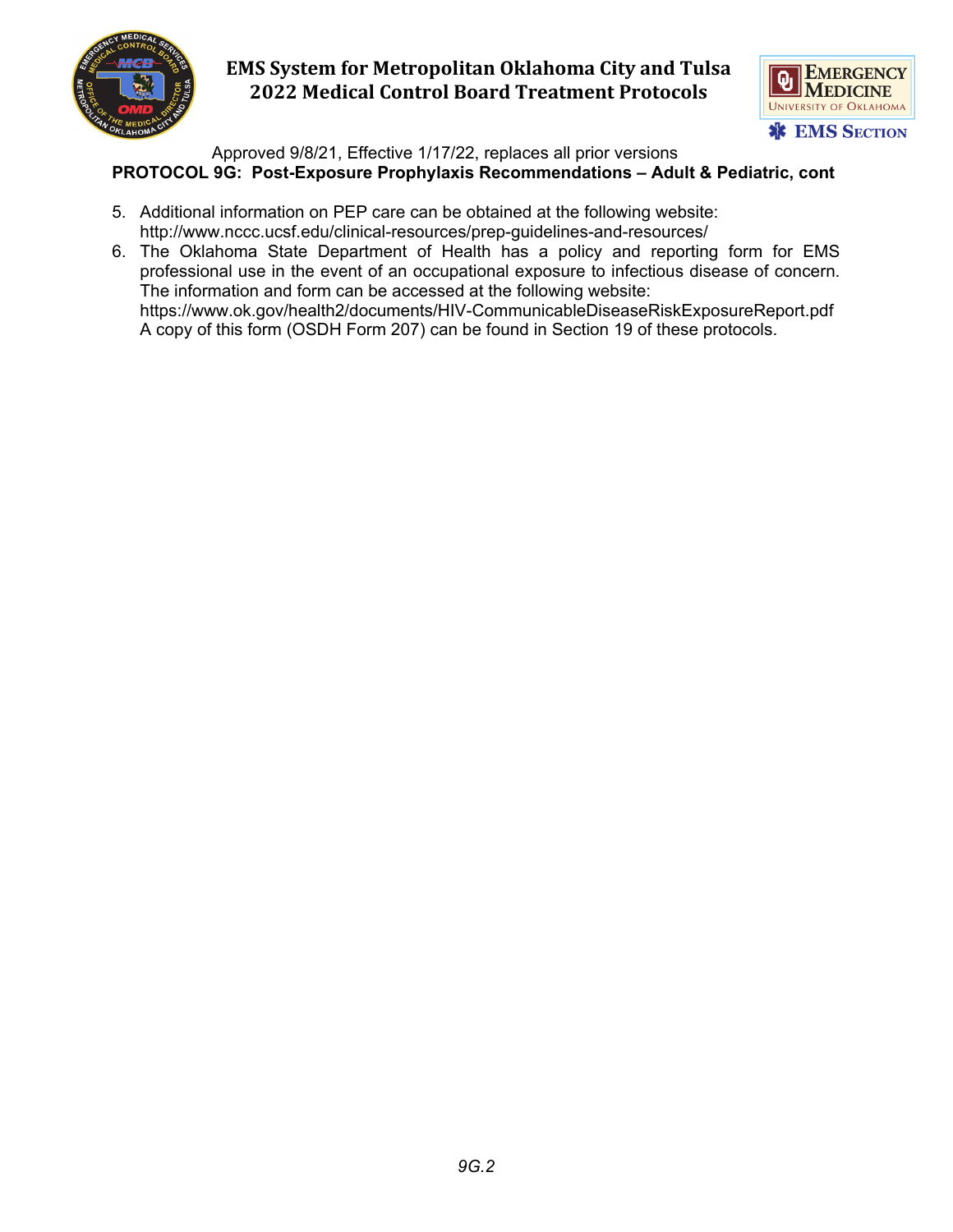Approved 9/8/21, Effective 1/17/22, replaces all prior versions

**PROTOCOL 9G: Post-Exposure Prophylaxis Recommendations – Adult & Pediatric, cont**

5. Additional information on PEP care can be obtained at the following website: http://www.nccc.ucsf.edu/clinical-resources/prep-guidelines-and-resources/
6. The Oklahoma State Department of Health has a policy and reporting form for EMS professional use in the event of an occupational exposure to infectious disease of concern. The information and form can be accessed at the following website: https://www.ok.gov/health2/documents/HIV-CommunicableDiseaseRiskExposureReport.pdf A copy of this form (OSDH Form 207) can be found in Section 19 of these protocols.